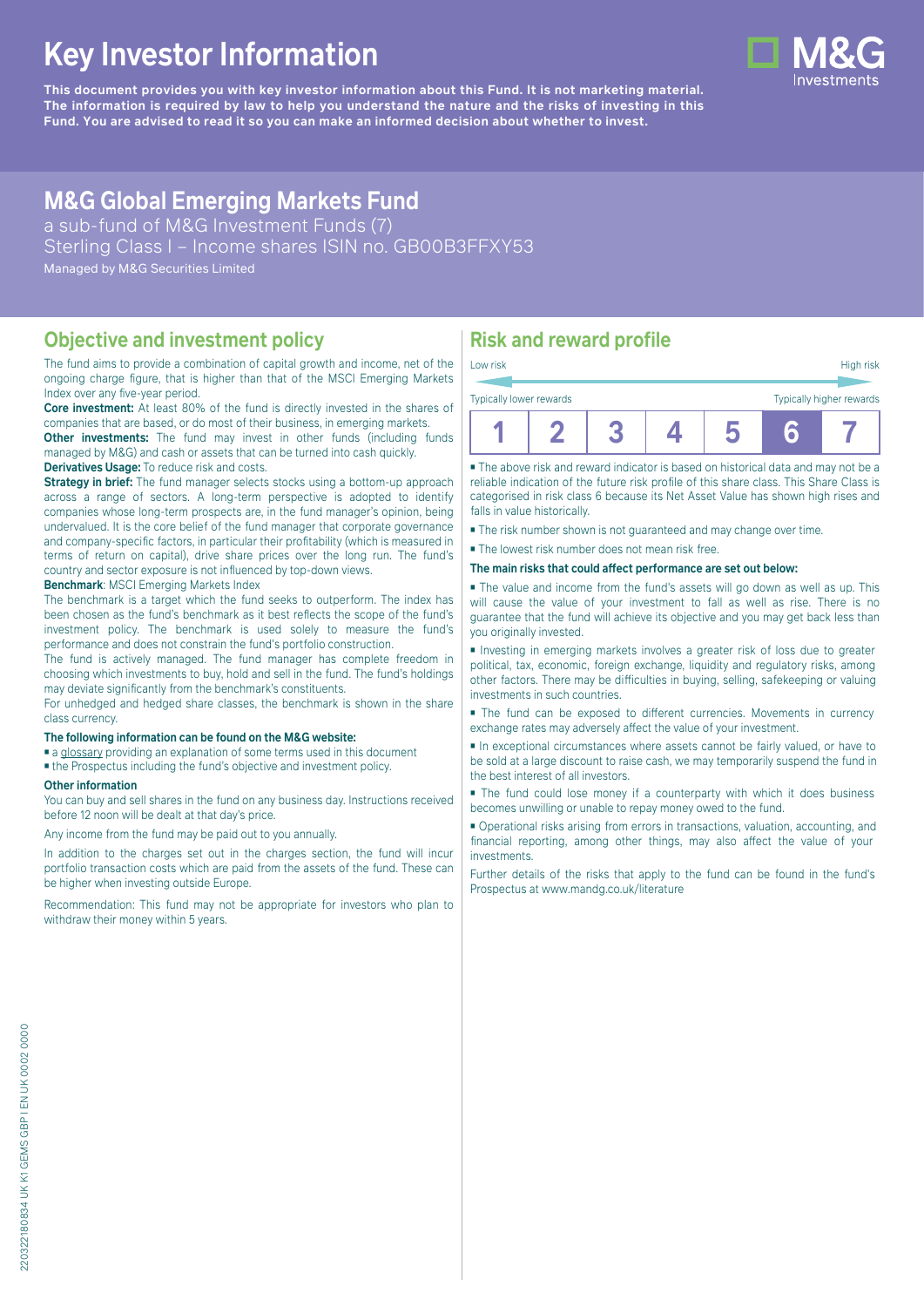# Key Investor Information

**This document provides you with key investor information about this Fund. It is not marketing material. The information is required by law to help you understand the nature and the risks of investing in this Fund. You are advised to read it so you can make an informed decision about whether to invest.**

## M&G Global Emerging Markets Fund

a sub-fund of M&G Investment Funds (7)
Sterling Class I – Income shares ISIN no. GB00B3FFXY53
Managed by M&G Securities Limited

### Objective and investment policy

The fund aims to provide a combination of capital growth and income, net of the ongoing charge figure, that is higher than that of the MSCI Emerging Markets Index over any five-year period.

**Core investment:** At least 80% of the fund is directly invested in the shares of companies that are based, or do most of their business, in emerging markets.

**Other investments:** The fund may invest in other funds (including funds managed by M&G) and cash or assets that can be turned into cash quickly.

**Derivatives Usage:** To reduce risk and costs.

**Strategy in brief:** The fund manager selects stocks using a bottom-up approach across a range of sectors. A long-term perspective is adopted to identify companies whose long-term prospects are, in the fund manager's opinion, being undervalued. It is the core belief of the fund manager that corporate governance and company-specific factors, in particular their profitability (which is measured in terms of return on capital), drive share prices over the long run. The fund's country and sector exposure is not influenced by top-down views.

**Benchmark**: MSCI Emerging Markets Index

The benchmark is a target which the fund seeks to outperform. The index has been chosen as the fund's benchmark as it best reflects the scope of the fund's investment policy. The benchmark is used solely to measure the fund's performance and does not constrain the fund's portfolio construction.

The fund is actively managed. The fund manager has complete freedom in choosing which investments to buy, hold and sell in the fund. The fund's holdings may deviate significantly from the benchmark's constituents.

For unhedged and hedged share classes, the benchmark is shown in the share class currency.

**The following information can be found on the M&G website:**

- a glossary providing an explanation of some terms used in this document
- the Prospectus including the fund's objective and investment policy.

**Other information**

You can buy and sell shares in the fund on any business day. Instructions received before 12 noon will be dealt at that day's price.

Any income from the fund may be paid out to you annually.

In addition to the charges set out in the charges section, the fund will incur portfolio transaction costs which are paid from the assets of the fund. These can be higher when investing outside Europe.

Recommendation: This fund may not be appropriate for investors who plan to withdraw their money within 5 years.

### Risk and reward profile

Low risk — High risk

Typically lower rewards — Typically higher rewards

| 1 | 2 | 3 | 4 | 5 | **6** | 7 |
|---|---|---|---|---|---|---|

- The above risk and reward indicator is based on historical data and may not be a reliable indication of the future risk profile of this share class. This Share Class is categorised in risk class 6 because its Net Asset Value has shown high rises and falls in value historically.
- The risk number shown is not guaranteed and may change over time.
- The lowest risk number does not mean risk free.

**The main risks that could affect performance are set out below:**

- The value and income from the fund's assets will go down as well as up. This will cause the value of your investment to fall as well as rise. There is no guarantee that the fund will achieve its objective and you may get back less than you originally invested.
- Investing in emerging markets involves a greater risk of loss due to greater political, tax, economic, foreign exchange, liquidity and regulatory risks, among other factors. There may be difficulties in buying, selling, safekeeping or valuing investments in such countries.
- The fund can be exposed to different currencies. Movements in currency exchange rates may adversely affect the value of your investment.
- In exceptional circumstances where assets cannot be fairly valued, or have to be sold at a large discount to raise cash, we may temporarily suspend the fund in the best interest of all investors.
- The fund could lose money if a counterparty with which it does business becomes unwilling or unable to repay money owed to the fund.
- Operational risks arising from errors in transactions, valuation, accounting, and financial reporting, among other things, may also affect the value of your investments.

Further details of the risks that apply to the fund can be found in the fund's Prospectus at www.mandg.co.uk/literature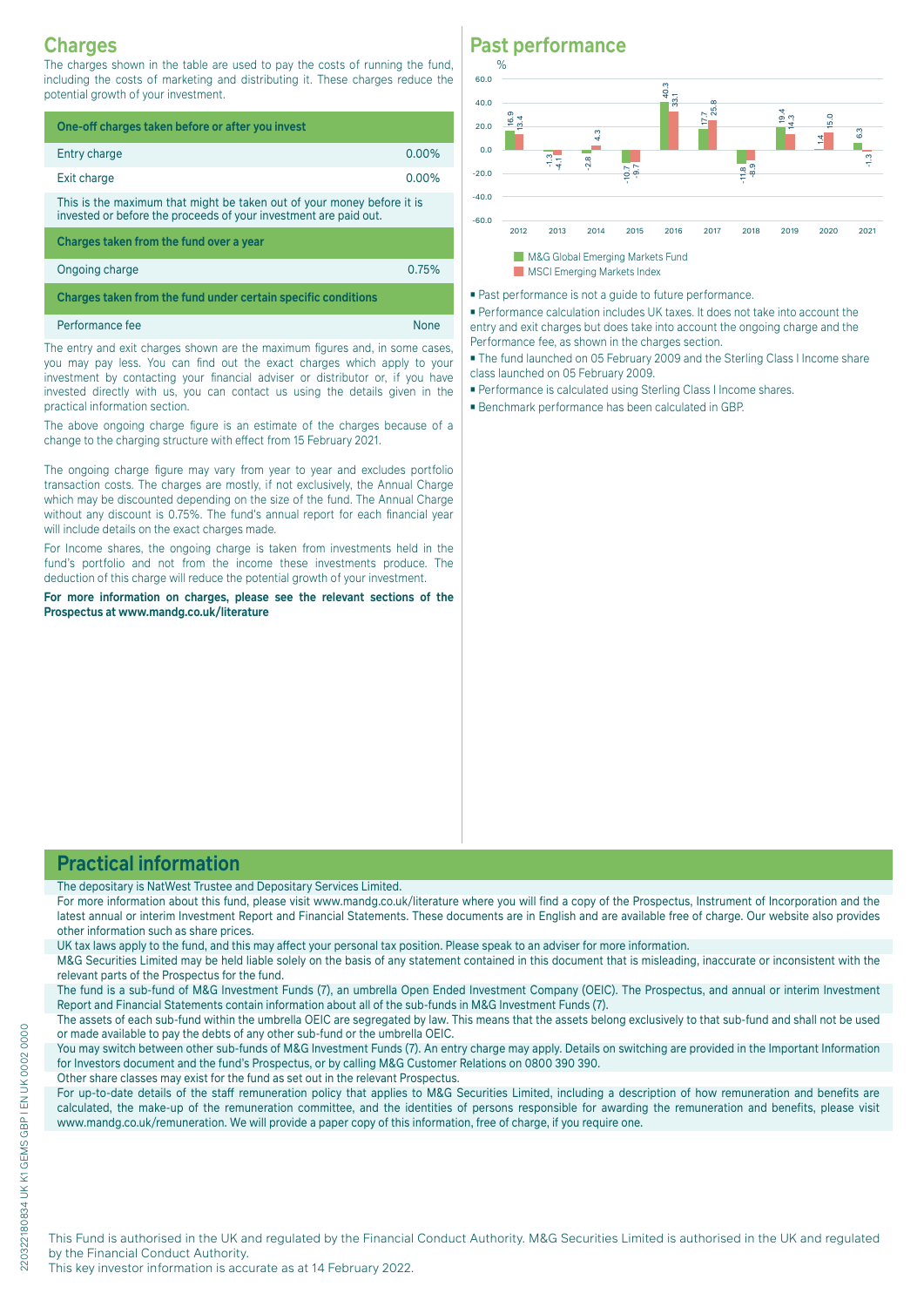## Charges

The charges shown in the table are used to pay the costs of running the fund, including the costs of marketing and distributing it. These charges reduce the potential growth of your investment.

| One-off charges taken before or after you invest | |
|---|---|
| Entry charge | 0.00% |
| Exit charge | 0.00% |
| This is the maximum that might be taken out of your money before it is invested or before the proceeds of your investment are paid out. | |
| **Charges taken from the fund over a year** | |
| Ongoing charge | 0.75% |
| **Charges taken from the fund under certain specific conditions** | |
| Performance fee | None |

The entry and exit charges shown are the maximum figures and, in some cases, you may pay less. You can find out the exact charges which apply to your investment by contacting your financial adviser or distributor or, if you have invested directly with us, you can contact us using the details given in the practical information section.

The above ongoing charge figure is an estimate of the charges because of a change to the charging structure with effect from 15 February 2021.

The ongoing charge figure may vary from year to year and excludes portfolio transaction costs. The charges are mostly, if not exclusively, the Annual Charge which may be discounted depending on the size of the fund. The Annual Charge without any discount is 0.75%. The fund's annual report for each financial year will include details on the exact charges made.

For Income shares, the ongoing charge is taken from investments held in the fund's portfolio and not from the income these investments produce. The deduction of this charge will reduce the potential growth of your investment.

**For more information on charges, please see the relevant sections of the Prospectus at www.mandg.co.uk/literature**

## Past performance

%
60.0
40.0
20.0
0.0
-20.0
-40.0
-60.0

2012: 16.9, 13.4
2013: -1.3, -4.1
2014: -2.8, 4.3
2015: -10.7, -9.7
2016: 40.3, 33.1
2017: 17.7, 25.8
2018: -11.8, -8.9
2019: 19.4, 14.3
2020: 1.4, 15.0
2021: 6.3, -1.3

M&G Global Emerging Markets Fund
MSCI Emerging Markets Index

- Past performance is not a guide to future performance.
- Performance calculation includes UK taxes. It does not take into account the entry and exit charges but does take into account the ongoing charge and the Performance fee, as shown in the charges section.
- The fund launched on 05 February 2009 and the Sterling Class I Income share class launched on 05 February 2009.
- Performance is calculated using Sterling Class I Income shares.
- Benchmark performance has been calculated in GBP.

## Practical information

The depositary is NatWest Trustee and Depositary Services Limited.

For more information about this fund, please visit www.mandg.co.uk/literature where you will find a copy of the Prospectus, Instrument of Incorporation and the latest annual or interim Investment Report and Financial Statements. These documents are in English and are available free of charge. Our website also provides other information such as share prices.

UK tax laws apply to the fund, and this may affect your personal tax position. Please speak to an adviser for more information.

M&G Securities Limited may be held liable solely on the basis of any statement contained in this document that is misleading, inaccurate or inconsistent with the relevant parts of the Prospectus for the fund.

The fund is a sub-fund of M&G Investment Funds (7), an umbrella Open Ended Investment Company (OEIC). The Prospectus, and annual or interim Investment Report and Financial Statements contain information about all of the sub-funds in M&G Investment Funds (7).

The assets of each sub-fund within the umbrella OEIC are segregated by law. This means that the assets belong exclusively to that sub-fund and shall not be used or made available to pay the debts of any other sub-fund or the umbrella OEIC.

You may switch between other sub-funds of M&G Investment Funds (7). An entry charge may apply. Details on switching are provided in the Important Information for Investors document and the fund's Prospectus, or by calling M&G Customer Relations on 0800 390 390.

Other share classes may exist for the fund as set out in the relevant Prospectus.

For up-to-date details of the staff remuneration policy that applies to M&G Securities Limited, including a description of how remuneration and benefits are calculated, the make-up of the remuneration committee, and the identities of persons responsible for awarding the remuneration and benefits, please visit www.mandg.co.uk/remuneration. We will provide a paper copy of this information, free of charge, if you require one.

This Fund is authorised in the UK and regulated by the Financial Conduct Authority. M&G Securities Limited is authorised in the UK and regulated by the Financial Conduct Authority.
This key investor information is accurate as at 14 February 2022.